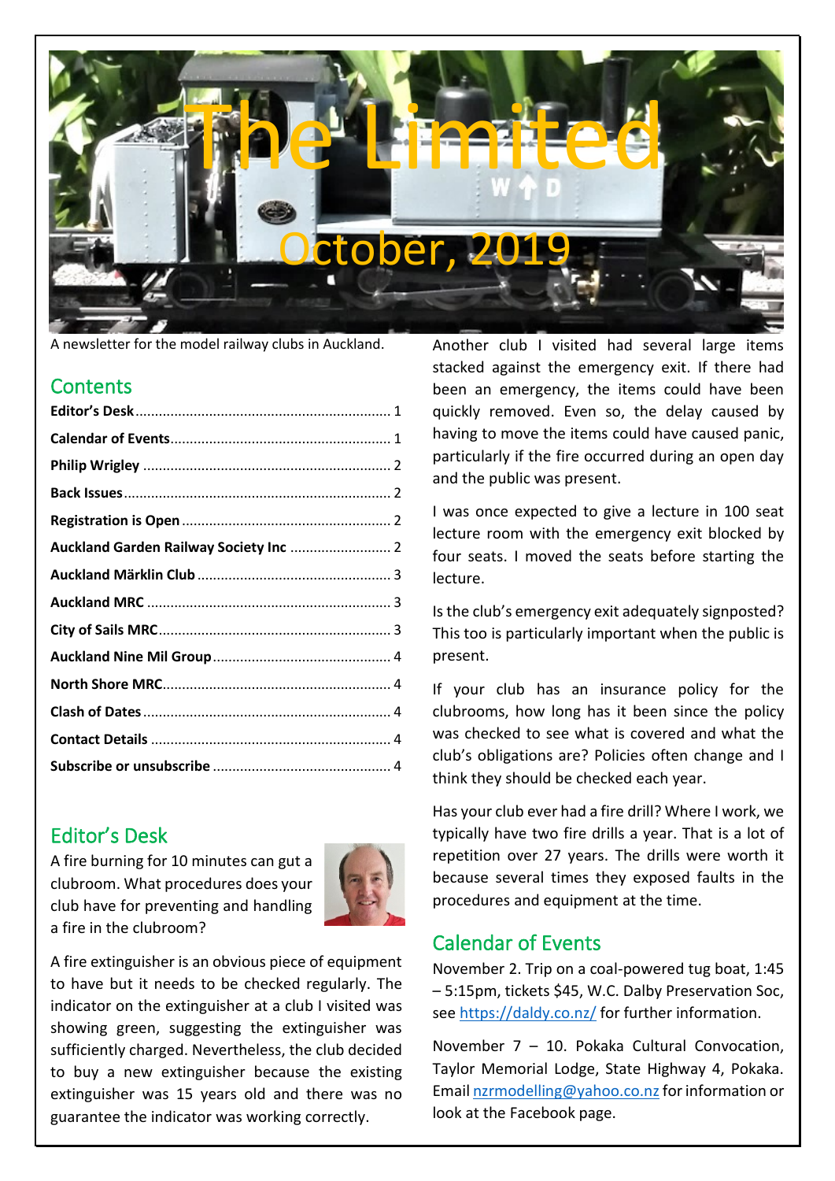# The Limited

## October, 2019

A newsletter for the model railway clubs in Auckland.

## Contents

- **Editor's Desk** ... 1
- **Calendar of Events** ... 1
- **Philip Wrigley** ... 2
- **Back Issues** ... 2
- **Registration is Open** ... 2
- **Auckland Garden Railway Society Inc** ... 2
- **Auckland Märklin Club** ... 3
- **Auckland MRC** ... 3
- **City of Sails MRC** ... 3
- **Auckland Nine Mil Group** ... 4
- **North Shore MRC** ... 4
- **Clash of Dates** ... 4
- **Contact Details** ... 4
- **Subscribe or unsubscribe** ... 4

## Editor's Desk

A fire burning for 10 minutes can gut a clubroom. What procedures does your club have for preventing and handling a fire in the clubroom?

A fire extinguisher is an obvious piece of equipment to have but it needs to be checked regularly. The indicator on the extinguisher at a club I visited was showing green, suggesting the extinguisher was sufficiently charged. Nevertheless, the club decided to buy a new extinguisher because the existing extinguisher was 15 years old and there was no guarantee the indicator was working correctly.

Another club I visited had several large items stacked against the emergency exit. If there had been an emergency, the items could have been quickly removed. Even so, the delay caused by having to move the items could have caused panic, particularly if the fire occurred during an open day and the public was present.

I was once expected to give a lecture in 100 seat lecture room with the emergency exit blocked by four seats. I moved the seats before starting the lecture.

Is the club's emergency exit adequately signposted? This too is particularly important when the public is present.

If your club has an insurance policy for the clubrooms, how long has it been since the policy was checked to see what is covered and what the club's obligations are? Policies often change and I think they should be checked each year.

Has your club ever had a fire drill? Where I work, we typically have two fire drills a year. That is a lot of repetition over 27 years. The drills were worth it because several times they exposed faults in the procedures and equipment at the time.

## Calendar of Events

November 2. Trip on a coal-powered tug boat, 1:45 – 5:15pm, tickets $45, W.C. Dalby Preservation Soc, see https://daldy.co.nz/ for further information.

November 7 – 10. Pokaka Cultural Convocation, Taylor Memorial Lodge, State Highway 4, Pokaka. Email nzrmodelling@yahoo.co.nz for information or look at the Facebook page.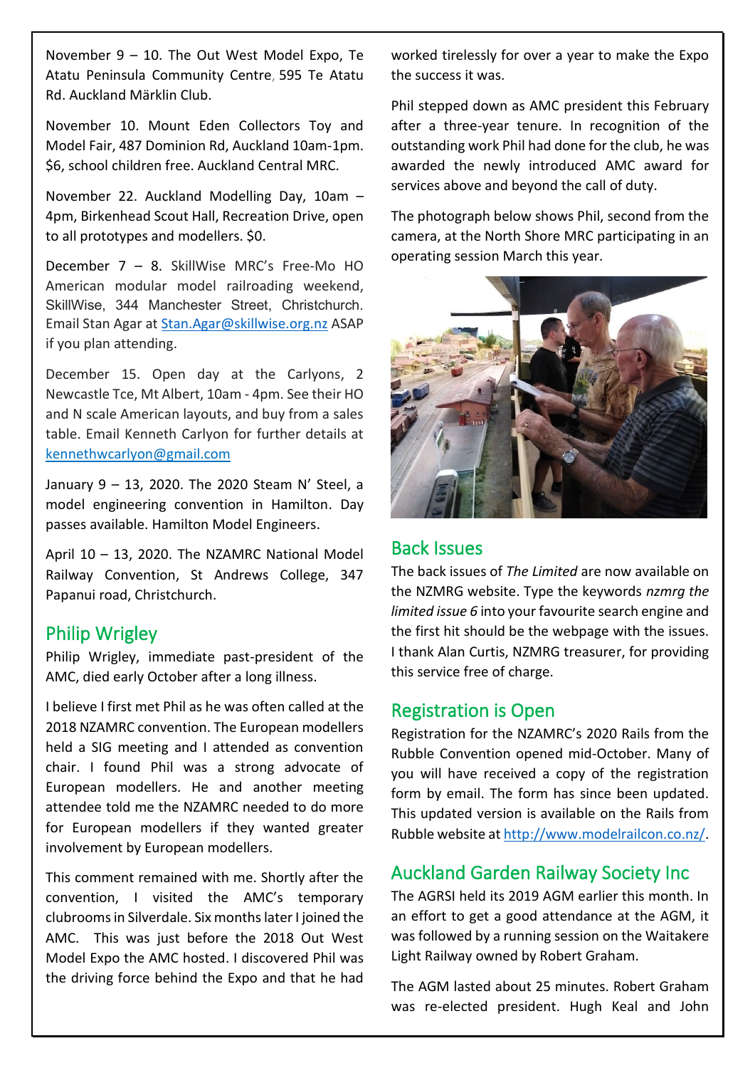November 9 – 10. The Out West Model Expo, Te Atatu Peninsula Community Centre, 595 Te Atatu Rd. Auckland Märklin Club.

November 10. Mount Eden Collectors Toy and Model Fair, 487 Dominion Rd, Auckland 10am-1pm. $6, school children free. Auckland Central MRC.

November 22. Auckland Modelling Day, 10am – 4pm, Birkenhead Scout Hall, Recreation Drive, open to all prototypes and modellers. $0.

December 7 – 8. SkillWise MRC's Free-Mo HO American modular model railroading weekend, SkillWise, 344 Manchester Street, Christchurch. Email Stan Agar at Stan.Agar@skillwise.org.nz ASAP if you plan attending.

December 15. Open day at the Carlyons, 2 Newcastle Tce, Mt Albert, 10am - 4pm. See their HO and N scale American layouts, and buy from a sales table. Email Kenneth Carlyon for further details at kennethwcarlyon@gmail.com

January 9 – 13, 2020. The 2020 Steam N' Steel, a model engineering convention in Hamilton. Day passes available. Hamilton Model Engineers.

April 10 – 13, 2020. The NZAMRC National Model Railway Convention, St Andrews College, 347 Papanui road, Christchurch.

## Philip Wrigley

Philip Wrigley, immediate past-president of the AMC, died early October after a long illness.

I believe I first met Phil as he was often called at the 2018 NZAMRC convention. The European modellers held a SIG meeting and I attended as convention chair. I found Phil was a strong advocate of European modellers. He and another meeting attendee told me the NZAMRC needed to do more for European modellers if they wanted greater involvement by European modellers.

This comment remained with me. Shortly after the convention, I visited the AMC's temporary clubrooms in Silverdale. Six months later I joined the AMC. This was just before the 2018 Out West Model Expo the AMC hosted. I discovered Phil was the driving force behind the Expo and that he had worked tirelessly for over a year to make the Expo the success it was.

Phil stepped down as AMC president this February after a three-year tenure. In recognition of the outstanding work Phil had done for the club, he was awarded the newly introduced AMC award for services above and beyond the call of duty.

The photograph below shows Phil, second from the camera, at the North Shore MRC participating in an operating session March this year.

## Back Issues

The back issues of *The Limited* are now available on the NZMRG website. Type the keywords *nzmrg the limited issue 6* into your favourite search engine and the first hit should be the webpage with the issues. I thank Alan Curtis, NZMRG treasurer, for providing this service free of charge.

## Registration is Open

Registration for the NZAMRC's 2020 Rails from the Rubble Convention opened mid-October. Many of you will have received a copy of the registration form by email. The form has since been updated. This updated version is available on the Rails from Rubble website at http://www.modelrailcon.co.nz/.

## Auckland Garden Railway Society Inc

The AGRSI held its 2019 AGM earlier this month. In an effort to get a good attendance at the AGM, it was followed by a running session on the Waitakere Light Railway owned by Robert Graham.

The AGM lasted about 25 minutes. Robert Graham was re-elected president. Hugh Keal and John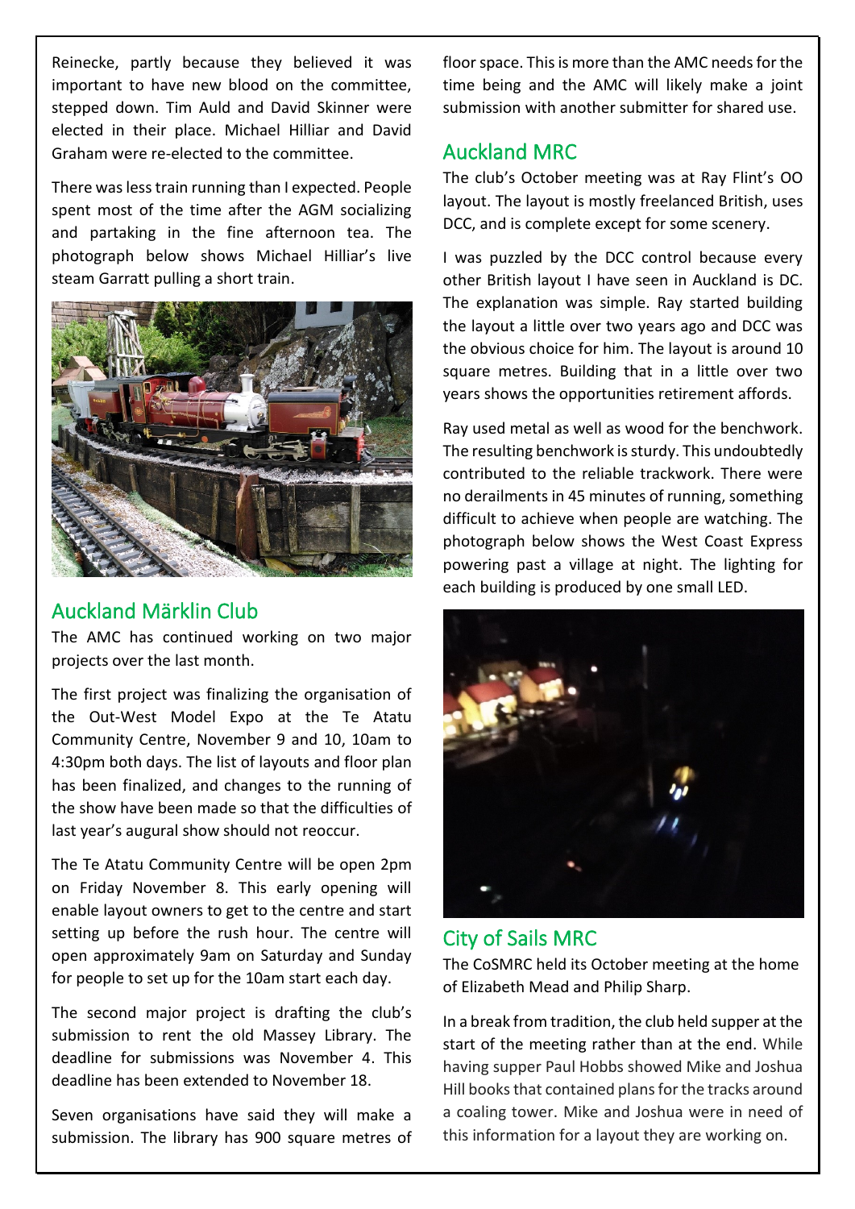Reinecke, partly because they believed it was important to have new blood on the committee, stepped down. Tim Auld and David Skinner were elected in their place. Michael Hilliar and David Graham were re-elected to the committee.

There was less train running than I expected. People spent most of the time after the AGM socializing and partaking in the fine afternoon tea. The photograph below shows Michael Hilliar's live steam Garratt pulling a short train.

## Auckland Märklin Club

The AMC has continued working on two major projects over the last month.

The first project was finalizing the organisation of the Out-West Model Expo at the Te Atatu Community Centre, November 9 and 10, 10am to 4:30pm both days. The list of layouts and floor plan has been finalized, and changes to the running of the show have been made so that the difficulties of last year's augural show should not reoccur.

The Te Atatu Community Centre will be open 2pm on Friday November 8. This early opening will enable layout owners to get to the centre and start setting up before the rush hour. The centre will open approximately 9am on Saturday and Sunday for people to set up for the 10am start each day.

The second major project is drafting the club's submission to rent the old Massey Library. The deadline for submissions was November 4. This deadline has been extended to November 18.

Seven organisations have said they will make a submission. The library has 900 square metres of floor space. This is more than the AMC needs for the time being and the AMC will likely make a joint submission with another submitter for shared use.

## Auckland MRC

The club's October meeting was at Ray Flint's OO layout. The layout is mostly freelanced British, uses DCC, and is complete except for some scenery.

I was puzzled by the DCC control because every other British layout I have seen in Auckland is DC. The explanation was simple. Ray started building the layout a little over two years ago and DCC was the obvious choice for him. The layout is around 10 square metres. Building that in a little over two years shows the opportunities retirement affords.

Ray used metal as well as wood for the benchwork. The resulting benchwork is sturdy. This undoubtedly contributed to the reliable trackwork. There were no derailments in 45 minutes of running, something difficult to achieve when people are watching. The photograph below shows the West Coast Express powering past a village at night. The lighting for each building is produced by one small LED.

## City of Sails MRC

The CoSMRC held its October meeting at the home of Elizabeth Mead and Philip Sharp.

In a break from tradition, the club held supper at the start of the meeting rather than at the end. While having supper Paul Hobbs showed Mike and Joshua Hill books that contained plans for the tracks around a coaling tower. Mike and Joshua were in need of this information for a layout they are working on.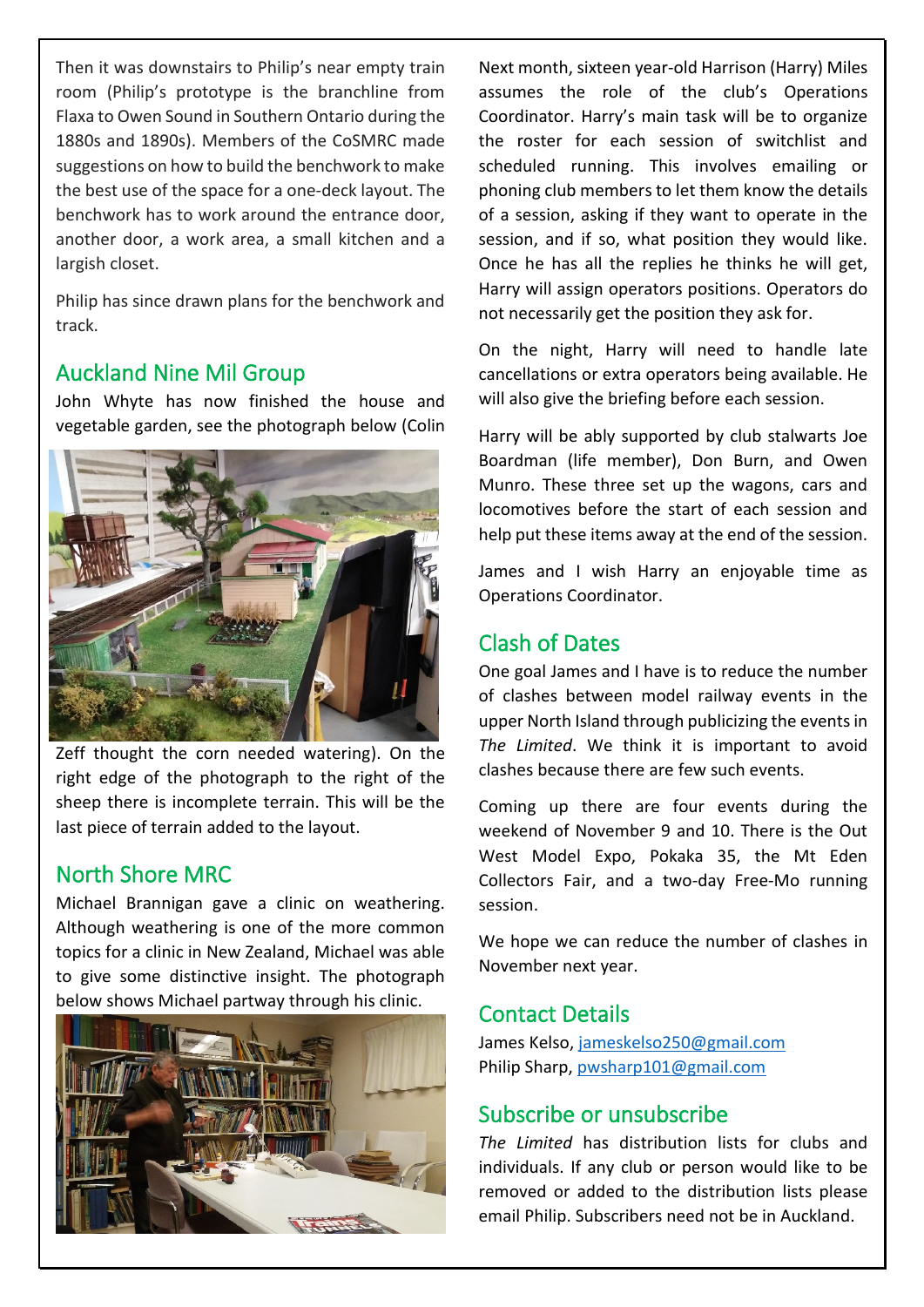Then it was downstairs to Philip's near empty train room (Philip's prototype is the branchline from Flaxa to Owen Sound in Southern Ontario during the 1880s and 1890s). Members of the CoSMRC made suggestions on how to build the benchwork to make the best use of the space for a one-deck layout. The benchwork has to work around the entrance door, another door, a work area, a small kitchen and a largish closet.

Philip has since drawn plans for the benchwork and track.

## Auckland Nine Mil Group

John Whyte has now finished the house and vegetable garden, see the photograph below (Colin Zeff thought the corn needed watering). On the right edge of the photograph to the right of the sheep there is incomplete terrain. This will be the last piece of terrain added to the layout.

## North Shore MRC

Michael Brannigan gave a clinic on weathering. Although weathering is one of the more common topics for a clinic in New Zealand, Michael was able to give some distinctive insight. The photograph below shows Michael partway through his clinic.

Next month, sixteen year-old Harrison (Harry) Miles assumes the role of the club's Operations Coordinator. Harry's main task will be to organize the roster for each session of switchlist and scheduled running. This involves emailing or phoning club members to let them know the details of a session, asking if they want to operate in the session, and if so, what position they would like. Once he has all the replies he thinks he will get, Harry will assign operators positions. Operators do not necessarily get the position they ask for.

On the night, Harry will need to handle late cancellations or extra operators being available. He will also give the briefing before each session.

Harry will be ably supported by club stalwarts Joe Boardman (life member), Don Burn, and Owen Munro. These three set up the wagons, cars and locomotives before the start of each session and help put these items away at the end of the session.

James and I wish Harry an enjoyable time as Operations Coordinator.

## Clash of Dates

One goal James and I have is to reduce the number of clashes between model railway events in the upper North Island through publicizing the events in *The Limited*. We think it is important to avoid clashes because there are few such events.

Coming up there are four events during the weekend of November 9 and 10. There is the Out West Model Expo, Pokaka 35, the Mt Eden Collectors Fair, and a two-day Free-Mo running session.

We hope we can reduce the number of clashes in November next year.

## Contact Details

James Kelso, jameskelso250@gmail.com
Philip Sharp, pwsharp101@gmail.com

## Subscribe or unsubscribe

*The Limited* has distribution lists for clubs and individuals. If any club or person would like to be removed or added to the distribution lists please email Philip. Subscribers need not be in Auckland.